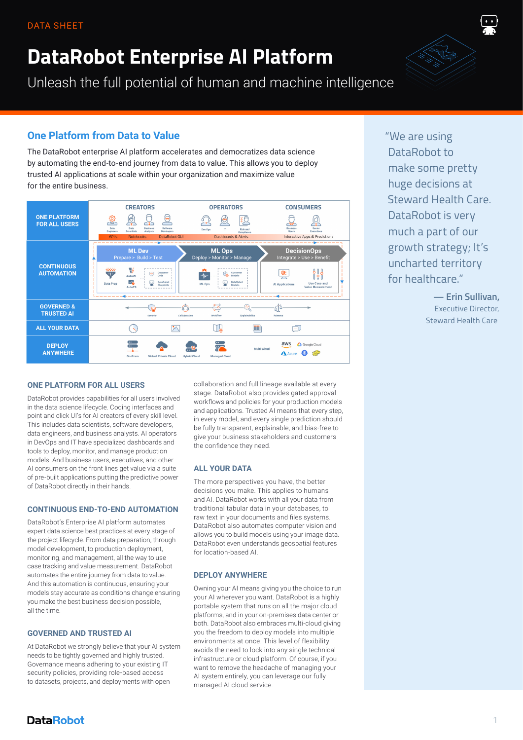DATA SHEET

# DataRobot Enterprise AI Platform

Unleash the full potential of human and machine intelligence

## One Platform from Data to Value

The DataRobot enterprise AI platform accelerates and democratizes data science by automating the end-to-end journey from data to value. This allows you to deploy trusted AI applications at scale within your organization and maximize value for the entire business.

> "We are using DataRobot to make some pretty huge decisions at Steward Health Care. DataRobot is very much a part of our growth strategy; It's uncharted territory for healthcare."
>
> — **Erin Sullivan,** Executive Director, Steward Health Care

### ONE PLATFORM FOR ALL USERS

DataRobot provides capabilities for all users involved in the data science lifecycle. Coding interfaces and point and click UI's for AI creators of every skill level. This includes data scientists, software developers, data engineers, and business analysts. AI operators in DevOps and IT have specialized dashboards and tools to deploy, monitor, and manage production models. And business users, executives, and other AI consumers on the front lines get value via a suite of pre-built applications putting the predictive power of DataRobot directly in their hands.

### CONTINUOUS END-TO-END AUTOMATION

DataRobot's Enterprise AI platform automates expert data science best practices at every stage of the project lifecycle. From data preparation, through model development, to production deployment, monitoring, and management, all the way to use case tracking and value measurement. DataRobot automates the entire journey from data to value. And this automation is continuous, ensuring your models stay accurate as conditions change ensuring you make the best business decision possible, all the time.

### GOVERNED AND TRUSTED AI

At DataRobot we strongly believe that your AI system needs to be tightly governed and highly trusted. Governance means adhering to your existing IT security policies, providing role-based access to datasets, projects, and deployments with open collaboration and full lineage available at every stage. DataRobot also provides gated approval workflows and policies for your production models and applications. Trusted AI means that every step, in every model, and every single prediction should be fully transparent, explainable, and bias-free to give your business stakeholders and customers the confidence they need.

### ALL YOUR DATA

The more perspectives you have, the better decisions you make. This applies to humans and AI. DataRobot works with all your data from traditional tabular data in your databases, to raw text in your documents and files systems. DataRobot also automates computer vision and allows you to build models using your image data. DataRobot even understands geospatial features for location-based AI.

### DEPLOY ANYWHERE

Owning your AI means giving you the choice to run your AI wherever you want. DataRobot is a highly portable system that runs on all the major cloud platforms, and in your on-premises data center or both. DataRobot also embraces multi-cloud giving you the freedom to deploy models into multiple environments at once. This level of flexibility avoids the need to lock into any single technical infrastructure or cloud platform. Of course, if you want to remove the headache of managing your AI system entirely, you can leverage our fully managed AI cloud service.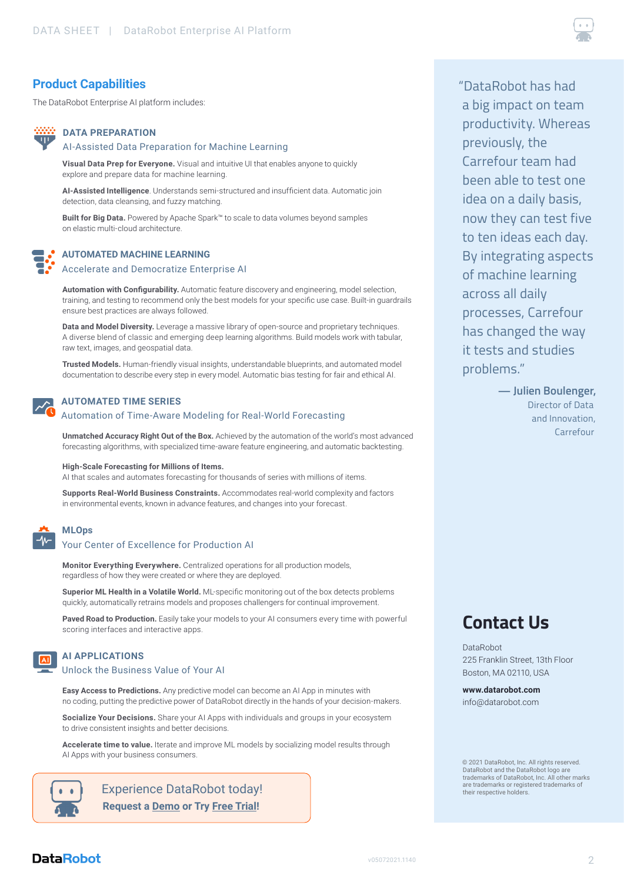## Product Capabilities

The DataRobot Enterprise AI platform includes:

### DATA PREPARATION

AI-Assisted Data Preparation for Machine Learning

**Visual Data Prep for Everyone.** Visual and intuitive UI that enables anyone to quickly explore and prepare data for machine learning.

**AI-Assisted Intelligence**. Understands semi-structured and insufficient data. Automatic join detection, data cleansing, and fuzzy matching.

**Built for Big Data.** Powered by Apache Spark™ to scale to data volumes beyond samples on elastic multi-cloud architecture.

### AUTOMATED MACHINE LEARNING

Accelerate and Democratize Enterprise AI

**Automation with Configurability.** Automatic feature discovery and engineering, model selection, training, and testing to recommend only the best models for your specific use case. Built-in guardrails ensure best practices are always followed.

**Data and Model Diversity.** Leverage a massive library of open-source and proprietary techniques. A diverse blend of classic and emerging deep learning algorithms. Build models work with tabular, raw text, images, and geospatial data.

**Trusted Models.** Human-friendly visual insights, understandable blueprints, and automated model documentation to describe every step in every model. Automatic bias testing for fair and ethical AI.

### AUTOMATED TIME SERIES

Automation of Time-Aware Modeling for Real-World Forecasting

**Unmatched Accuracy Right Out of the Box.** Achieved by the automation of the world's most advanced forecasting algorithms, with specialized time-aware feature engineering, and automatic backtesting.

**High-Scale Forecasting for Millions of Items.**
AI that scales and automates forecasting for thousands of series with millions of items.

**Supports Real-World Business Constraints.** Accommodates real-world complexity and factors in environmental events, known in advance features, and changes into your forecast.

### MLOps

Your Center of Excellence for Production AI

**Monitor Everything Everywhere.** Centralized operations for all production models, regardless of how they were created or where they are deployed.

**Superior ML Health in a Volatile World.** ML-specific monitoring out of the box detects problems quickly, automatically retrains models and proposes challengers for continual improvement.

**Paved Road to Production.** Easily take your models to your AI consumers every time with powerful scoring interfaces and interactive apps.

### AI APPLICATIONS

Unlock the Business Value of Your AI

**Easy Access to Predictions.** Any predictive model can become an AI App in minutes with no coding, putting the predictive power of DataRobot directly in the hands of your decision-makers.

**Socialize Your Decisions.** Share your AI Apps with individuals and groups in your ecosystem to drive consistent insights and better decisions.

**Accelerate time to value.** Iterate and improve ML models by socializing model results through AI Apps with your business consumers.

Experience DataRobot today!
**Request a Demo or Try Free Trial!**

"DataRobot has had a big impact on team productivity. Whereas previously, the Carrefour team had been able to test one idea on a daily basis, now they can test five to ten ideas each day. By integrating aspects of machine learning across all daily processes, Carrefour has changed the way it tests and studies problems."

— **Julien Boulenger,**
Director of Data and Innovation,
Carrefour

## Contact Us

DataRobot
225 Franklin Street, 13th Floor
Boston, MA 02110, USA

**www.datarobot.com**
info@datarobot.com

© 2021 DataRobot, Inc. All rights reserved. DataRobot and the DataRobot logo are trademarks of DataRobot, Inc. All other marks are trademarks or registered trademarks of their respective holders.

v05072021.1140